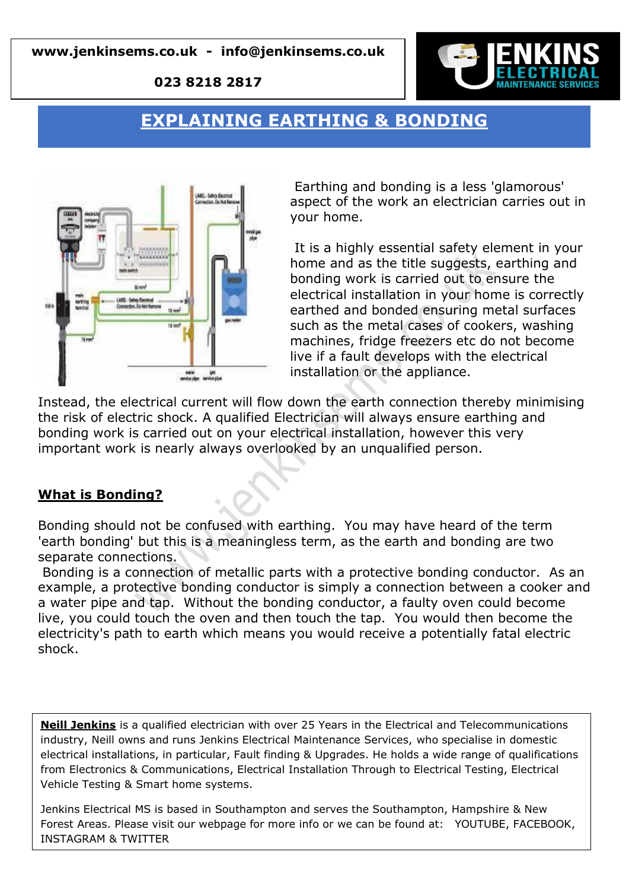www.jenkinsems.co.uk - info@jenkinsems.co.uk

023 8218 2817

# EXPLAINING EARTHING & BONDING

Earthing and bonding is a less 'glamorous' aspect of the work an electrician carries out in your home.

It is a highly essential safety element in your home and as the title suggests, earthing and bonding work is carried out to ensure the electrical installation in your home is correctly earthed and bonded ensuring metal surfaces such as the metal cases of cookers, washing machines, fridge freezers etc do not become live if a fault develops with the electrical installation or the appliance.

Instead, the electrical current will flow down the earth connection thereby minimising the risk of electric shock. A qualified Electrician will always ensure earthing and bonding work is carried out on your electrical installation, however this very important work is nearly always overlooked by an unqualified person.

## What is Bonding?

Bonding should not be confused with earthing. You may have heard of the term 'earth bonding' but this is a meaningless term, as the earth and bonding are two separate connections.

Bonding is a connection of metallic parts with a protective bonding conductor. As an example, a protective bonding conductor is simply a connection between a cooker and a water pipe and tap. Without the bonding conductor, a faulty oven could become live, you could touch the oven and then touch the tap. You would then become the electricity's path to earth which means you would receive a potentially fatal electric shock.

**Neill Jenkins** is a qualified electrician with over 25 Years in the Electrical and Telecommunications industry, Neill owns and runs Jenkins Electrical Maintenance Services, who specialise in domestic electrical installations, in particular, Fault finding & Upgrades. He holds a wide range of qualifications from Electronics & Communications, Electrical Installation Through to Electrical Testing, Electrical Vehicle Testing & Smart home systems.

Jenkins Electrical MS is based in Southampton and serves the Southampton, Hampshire & New Forest Areas. Please visit our webpage for more info or we can be found at: YOUTUBE, FACEBOOK, INSTAGRAM & TWITTER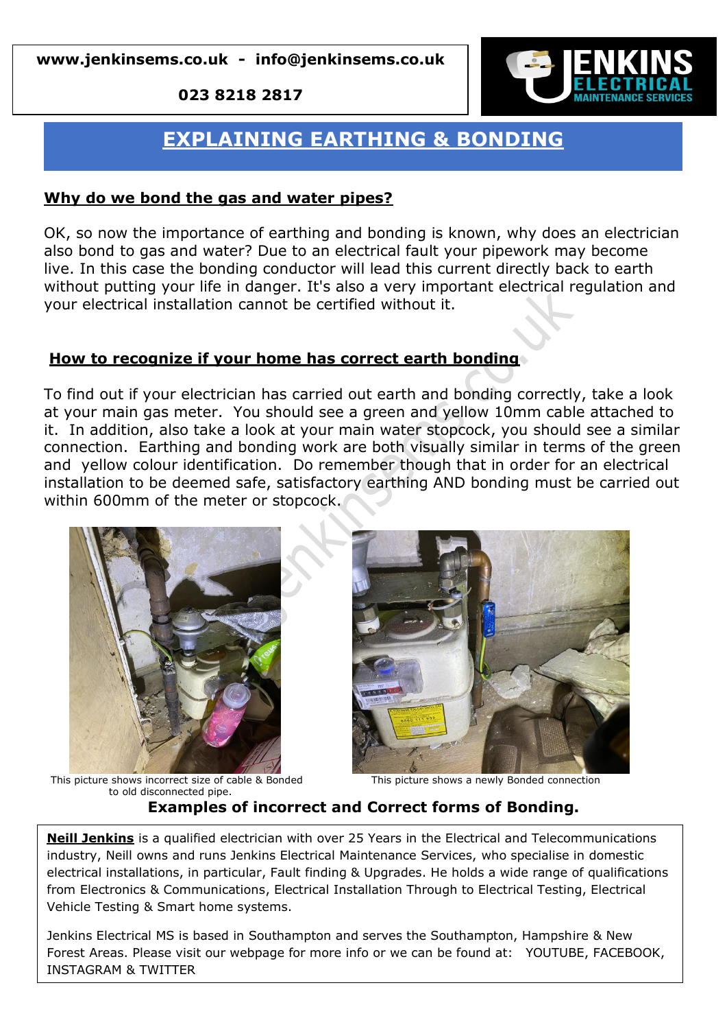www.jenkinsems.co.uk - info@jenkinsems.co.uk

023 8218 2817

# EXPLAINING EARTHING & BONDING

## Why do we bond the gas and water pipes?

OK, so now the importance of earthing and bonding is known, why does an electrician also bond to gas and water? Due to an electrical fault your pipework may become live. In this case the bonding conductor will lead this current directly back to earth without putting your life in danger. It's also a very important electrical regulation and your electrical installation cannot be certified without it.

## How to recognize if your home has correct earth bonding

To find out if your electrician has carried out earth and bonding correctly, take a look at your main gas meter. You should see a green and yellow 10mm cable attached to it. In addition, also take a look at your main water stopcock, you should see a similar connection. Earthing and bonding work are both visually similar in terms of the green and yellow colour identification. Do remember though that in order for an electrical installation to be deemed safe, satisfactory earthing AND bonding must be carried out within 600mm of the meter or stopcock.

This picture shows incorrect size of cable & Bonded to old disconnected pipe.

This picture shows a newly Bonded connection

**Examples of incorrect and Correct forms of Bonding.**

**Neill Jenkins** is a qualified electrician with over 25 Years in the Electrical and Telecommunications industry, Neill owns and runs Jenkins Electrical Maintenance Services, who specialise in domestic electrical installations, in particular, Fault finding & Upgrades. He holds a wide range of qualifications from Electronics & Communications, Electrical Installation Through to Electrical Testing, Electrical Vehicle Testing & Smart home systems.

Jenkins Electrical MS is based in Southampton and serves the Southampton, Hampshire & New Forest Areas. Please visit our webpage for more info or we can be found at: YOUTUBE, FACEBOOK, INSTAGRAM & TWITTER